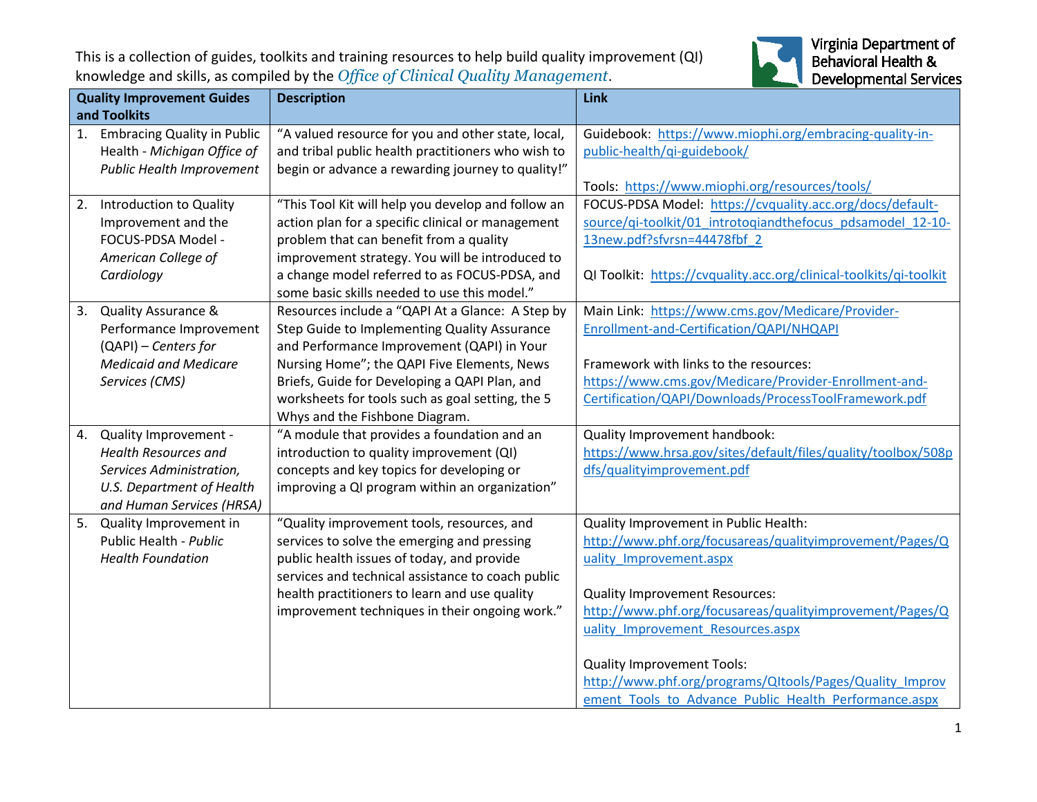This is a collection of guides, toolkits and training resources to help build quality improvement (QI) knowledge and skills, as compiled by the *Office of Clinical Quality Management*.

Virginia Department of Behavioral Health & Developmental Services

| Quality Improvement Guides and Toolkits | Description | Link |
|---|---|---|
| 1. Embracing Quality in Public Health - *Michigan Office of Public Health Improvement* | "A valued resource for you and other state, local, and tribal public health practitioners who wish to begin or advance a rewarding journey to quality!" | Guidebook: https://www.miophi.org/embracing-quality-in-public-health/qi-guidebook/<br><br>Tools: https://www.miophi.org/resources/tools/ |
| 2. Introduction to Quality Improvement and the FOCUS-PDSA Model - *American College of Cardiology* | "This Tool Kit will help you develop and follow an action plan for a specific clinical or management problem that can benefit from a quality improvement strategy. You will be introduced to a change model referred to as FOCUS-PDSA, and some basic skills needed to use this model." | FOCUS-PDSA Model: https://cvquality.acc.org/docs/default-source/qi-toolkit/01_introtoqiandthefocus_pdsamodel_12-10-13new.pdf?sfvrsn=44478fbf_2<br><br>QI Toolkit: https://cvquality.acc.org/clinical-toolkits/qi-toolkit |
| 3. Quality Assurance & Performance Improvement (QAPI) – *Centers for Medicaid and Medicare Services (CMS)* | Resources include a "QAPI At a Glance: A Step by Step Guide to Implementing Quality Assurance and Performance Improvement (QAPI) in Your Nursing Home"; the QAPI Five Elements, News Briefs, Guide for Developing a QAPI Plan, and worksheets for tools such as goal setting, the 5 Whys and the Fishbone Diagram. | Main Link: https://www.cms.gov/Medicare/Provider-Enrollment-and-Certification/QAPI/NHQAPI<br><br>Framework with links to the resources: https://www.cms.gov/Medicare/Provider-Enrollment-and-Certification/QAPI/Downloads/ProcessToolFramework.pdf |
| 4. Quality Improvement - *Health Resources and Services Administration, U.S. Department of Health and Human Services (HRSA)* | "A module that provides a foundation and an introduction to quality improvement (QI) concepts and key topics for developing or improving a QI program within an organization" | Quality Improvement handbook: https://www.hrsa.gov/sites/default/files/quality/toolbox/508pdfs/qualityimprovement.pdf |
| 5. Quality Improvement in Public Health - *Public Health Foundation* | "Quality improvement tools, resources, and services to solve the emerging and pressing public health issues of today, and provide services and technical assistance to coach public health practitioners to learn and use quality improvement techniques in their ongoing work." | Quality Improvement in Public Health: http://www.phf.org/focusareas/qualityimprovement/Pages/Quality_Improvement.aspx<br><br>Quality Improvement Resources: http://www.phf.org/focusareas/qualityimprovement/Pages/Quality_Improvement_Resources.aspx<br><br>Quality Improvement Tools: http://www.phf.org/programs/QItools/Pages/Quality_Improvement_Tools_to_Advance_Public_Health_Performance.aspx |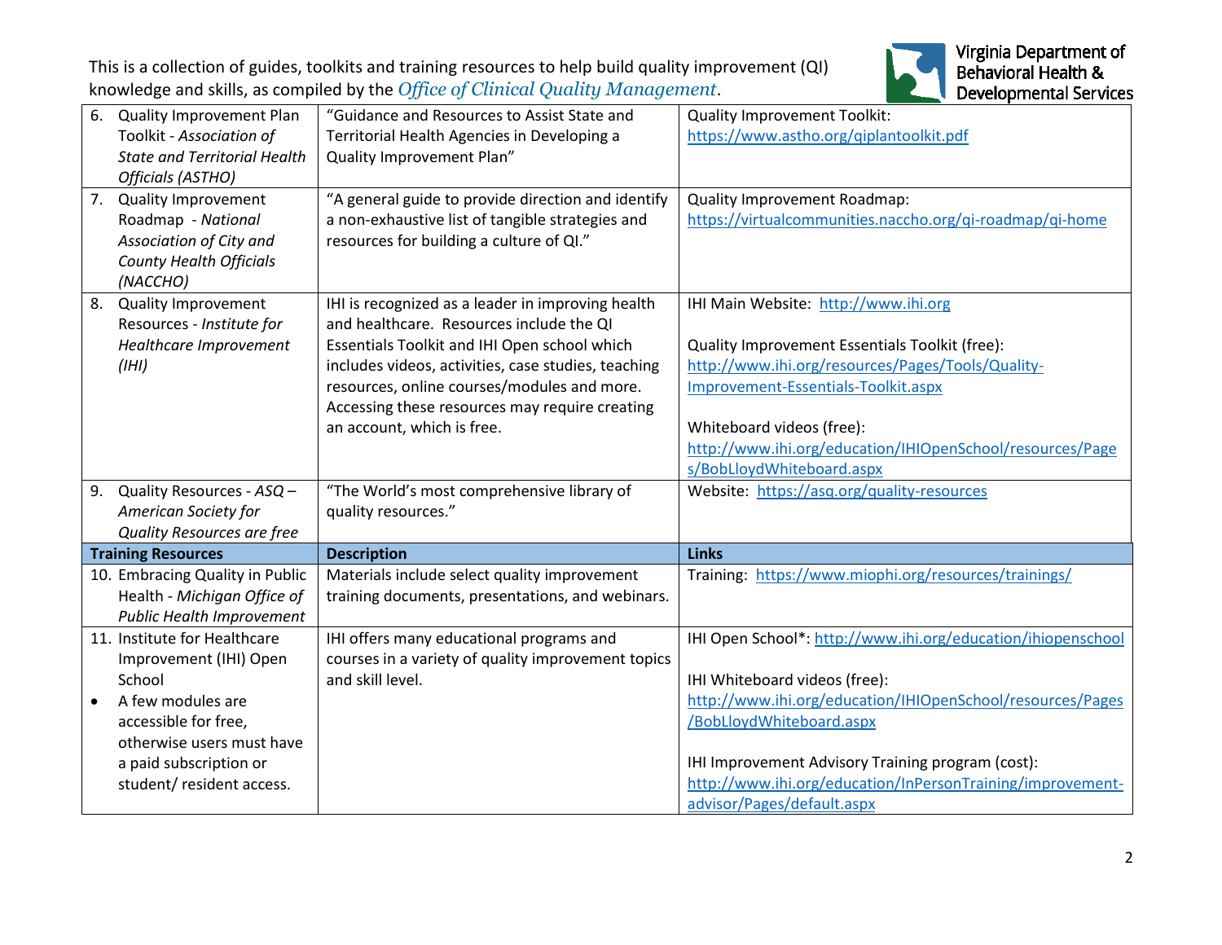This is a collection of guides, toolkits and training resources to help build quality improvement (QI) knowledge and skills, as compiled by the *Office of Clinical Quality Management*.

| | | |
|---|---|---|
| 6. Quality Improvement Plan Toolkit - *Association of State and Territorial Health Officials (ASTHO)* | "Guidance and Resources to Assist State and Territorial Health Agencies in Developing a Quality Improvement Plan" | Quality Improvement Toolkit: https://www.astho.org/qiplantoolkit.pdf |
| 7. Quality Improvement Roadmap - *National Association of City and County Health Officials (NACCHO)* | "A general guide to provide direction and identify a non-exhaustive list of tangible strategies and resources for building a culture of QI." | Quality Improvement Roadmap: https://virtualcommunities.naccho.org/qi-roadmap/qi-home |
| 8. Quality Improvement Resources - *Institute for Healthcare Improvement (IHI)* | IHI is recognized as a leader in improving health and healthcare. Resources include the QI Essentials Toolkit and IHI Open school which includes videos, activities, case studies, teaching resources, online courses/modules and more. Accessing these resources may require creating an account, which is free. | IHI Main Website: http://www.ihi.org<br><br>Quality Improvement Essentials Toolkit (free): http://www.ihi.org/resources/Pages/Tools/Quality-Improvement-Essentials-Toolkit.aspx<br><br>Whiteboard videos (free): http://www.ihi.org/education/IHIOpenSchool/resources/Pages/BobLloydWhiteboard.aspx |
| 9. Quality Resources - *ASQ – American Society for Quality Resources are free* | "The World's most comprehensive library of quality resources." | Website: https://asq.org/quality-resources |
| **Training Resources** | **Description** | **Links** |
| 10. Embracing Quality in Public Health - *Michigan Office of Public Health Improvement* | Materials include select quality improvement training documents, presentations, and webinars. | Training: https://www.miophi.org/resources/trainings/ |
| 11. Institute for Healthcare Improvement (IHI) Open School<br>• A few modules are accessible for free, otherwise users must have a paid subscription or student/ resident access. | IHI offers many educational programs and courses in a variety of quality improvement topics and skill level. | IHI Open School*: http://www.ihi.org/education/ihiopenschool<br><br>IHI Whiteboard videos (free): http://www.ihi.org/education/IHIOpenSchool/resources/Pages/BobLloydWhiteboard.aspx<br><br>IHI Improvement Advisory Training program (cost): http://www.ihi.org/education/InPersonTraining/improvement-advisor/Pages/default.aspx |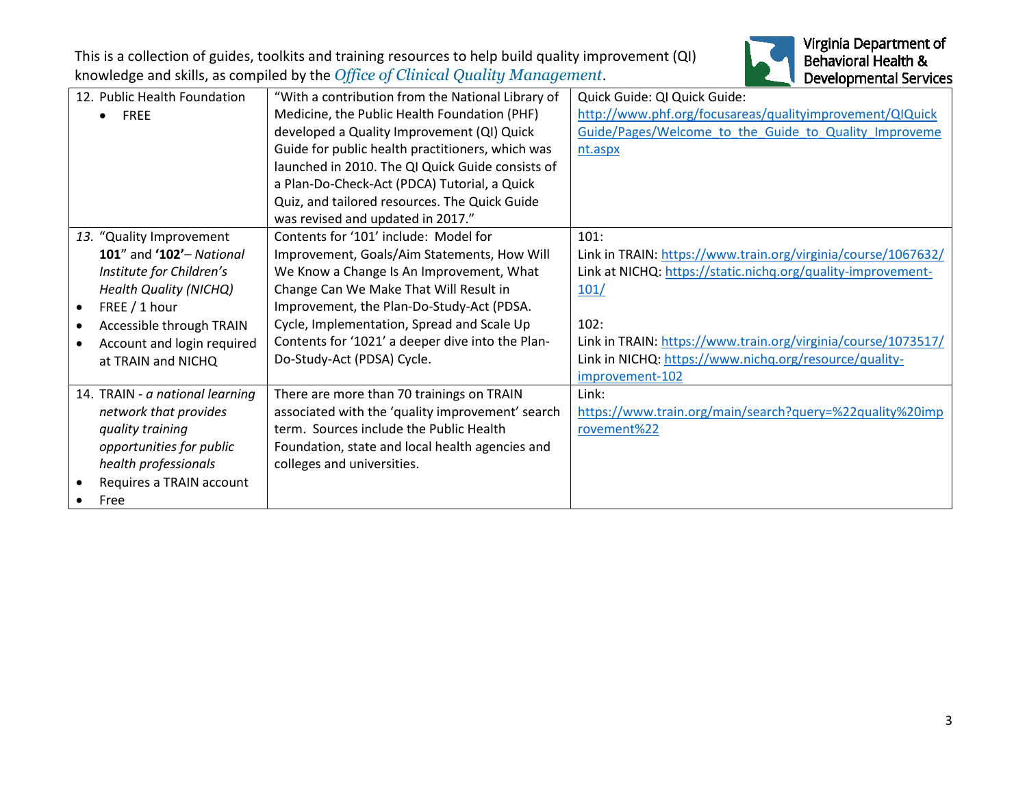This is a collection of guides, toolkits and training resources to help build quality improvement (QI) knowledge and skills, as compiled by the *Office of Clinical Quality Management*.

Virginia Department of Behavioral Health & Developmental Services

| | | |
|---|---|---|
| 12. Public Health Foundation<br>• FREE | "With a contribution from the National Library of Medicine, the Public Health Foundation (PHF) developed a Quality Improvement (QI) Quick Guide for public health practitioners, which was launched in 2010. The QI Quick Guide consists of a Plan-Do-Check-Act (PDCA) Tutorial, a Quick Quiz, and tailored resources. The Quick Guide was revised and updated in 2017." | Quick Guide: QI Quick Guide: http://www.phf.org/focusareas/qualityimprovement/QIQuickGuide/Pages/Welcome_to_the_Guide_to_Quality_Improvement.aspx |
| *13.* "Quality Improvement **101**" and **'102'**– *National Institute for Children's Health Quality (NICHQ)*<br>• FREE / 1 hour<br>• Accessible through TRAIN<br>• Account and login required at TRAIN and NICHQ | Contents for '101' include: Model for Improvement, Goals/Aim Statements, How Will We Know a Change Is An Improvement, What Change Can We Make That Will Result in Improvement, the Plan-Do-Study-Act (PDSA. Cycle, Implementation, Spread and Scale Up Contents for '1021' a deeper dive into the Plan-Do-Study-Act (PDSA) Cycle. | 101:<br>Link in TRAIN: https://www.train.org/virginia/course/1067632/<br>Link at NICHQ: https://static.nichq.org/quality-improvement-101/<br><br>102:<br>Link in TRAIN: https://www.train.org/virginia/course/1073517/<br>Link in NICHQ: https://www.nichq.org/resource/quality-improvement-102 |
| 14. TRAIN - *a national learning network that provides quality training opportunities for public health professionals*<br>• Requires a TRAIN account<br>• Free | There are more than 70 trainings on TRAIN associated with the 'quality improvement' search term. Sources include the Public Health Foundation, state and local health agencies and colleges and universities. | Link:<br>https://www.train.org/main/search?query=%22quality%20improvement%22 |